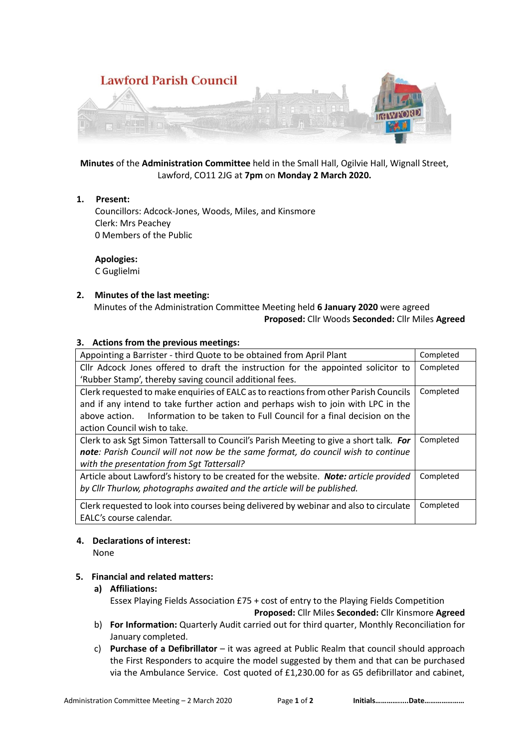# Lawford Parish Council

**Minutes** of the **Administration Committee** held in the Small Hall, Ogilvie Hall, Wignall Street, Lawford, CO11 2JG at **7pm** on **Monday 2 March 2020.**

**1. Present:**

Councillors: Adcock-Jones, Woods, Miles, and Kinsmore
Clerk: Mrs Peachey
0 Members of the Public

**Apologies:**

C Guglielmi

**2. Minutes of the last meeting:**

Minutes of the Administration Committee Meeting held **6 January 2020** were agreed

**Proposed:** Cllr Woods **Seconded:** Cllr Miles **Agreed**

**3. Actions from the previous meetings:**

| Action | Status |
|---|---|
| Appointing a Barrister - third Quote to be obtained from April Plant | Completed |
| Cllr Adcock Jones offered to draft the instruction for the appointed solicitor to 'Rubber Stamp', thereby saving council additional fees. | Completed |
| Clerk requested to make enquiries of EALC as to reactions from other Parish Councils and if any intend to take further action and perhaps wish to join with LPC in the above action. Information to be taken to Full Council for a final decision on the action Council wish to take. | Completed |
| Clerk to ask Sgt Simon Tattersall to Council's Parish Meeting to give a short talk. ***For note***: *Parish Council will not now be the same format, do council wish to continue with the presentation from Sgt Tattersall?* | Completed |
| Article about Lawford's history to be created for the website. ***Note:*** *article provided by Cllr Thurlow, photographs awaited and the article will be published.* | Completed |
| Clerk requested to look into courses being delivered by webinar and also to circulate EALC's course calendar. | Completed |

**4. Declarations of interest:**

None

**5. Financial and related matters:**

a) **Affiliations:**

Essex Playing Fields Association £75 + cost of entry to the Playing Fields Competition

**Proposed:** Cllr Miles **Seconded:** Cllr Kinsmore **Agreed**

b) **For Information:** Quarterly Audit carried out for third quarter, Monthly Reconciliation for January completed.

c) **Purchase of a Defibrillator** – it was agreed at Public Realm that council should approach the First Responders to acquire the model suggested by them and that can be purchased via the Ambulance Service. Cost quoted of £1,230.00 for as G5 defibrillator and cabinet,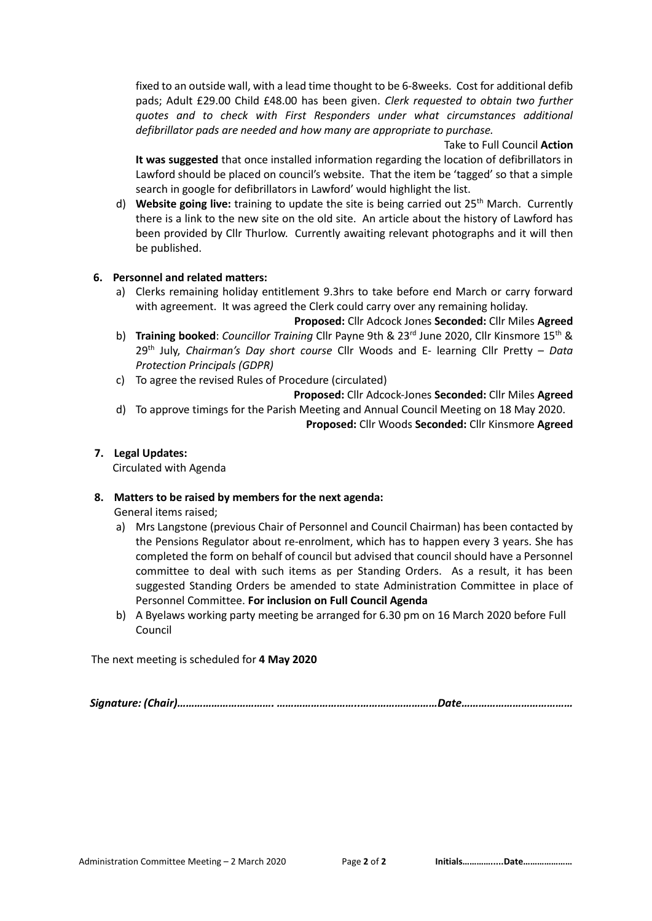fixed to an outside wall, with a lead time thought to be 6-8weeks. Cost for additional defib pads; Adult £29.00 Child £48.00 has been given. *Clerk requested to obtain two further quotes and to check with First Responders under what circumstances additional defibrillator pads are needed and how many are appropriate to purchase.*

Take to Full Council **Action**

**It was suggested** that once installed information regarding the location of defibrillators in Lawford should be placed on council's website. That the item be 'tagged' so that a simple search in google for defibrillators in Lawford' would highlight the list.

d) **Website going live:** training to update the site is being carried out 25th March. Currently there is a link to the new site on the old site. An article about the history of Lawford has been provided by Cllr Thurlow. Currently awaiting relevant photographs and it will then be published.

**6. Personnel and related matters:**

a) Clerks remaining holiday entitlement 9.3hrs to take before end March or carry forward with agreement. It was agreed the Clerk could carry over any remaining holiday.

**Proposed:** Cllr Adcock Jones **Seconded:** Cllr Miles **Agreed**

b) **Training booked**: *Councillor Training* Cllr Payne 9th & 23rd June 2020, Cllr Kinsmore 15th & 29th July, *Chairman's Day short course* Cllr Woods and E- learning Cllr Pretty – *Data Protection Principals (GDPR)*

c) To agree the revised Rules of Procedure (circulated)

**Proposed:** Cllr Adcock-Jones **Seconded:** Cllr Miles **Agreed**

d) To approve timings for the Parish Meeting and Annual Council Meeting on 18 May 2020.

**Proposed:** Cllr Woods **Seconded:** Cllr Kinsmore **Agreed**

**7. Legal Updates:**

Circulated with Agenda

**8. Matters to be raised by members for the next agenda:**

General items raised;

a) Mrs Langstone (previous Chair of Personnel and Council Chairman) has been contacted by the Pensions Regulator about re-enrolment, which has to happen every 3 years. She has completed the form on behalf of council but advised that council should have a Personnel committee to deal with such items as per Standing Orders. As a result, it has been suggested Standing Orders be amended to state Administration Committee in place of Personnel Committee. **For inclusion on Full Council Agenda**

b) A Byelaws working party meeting be arranged for 6.30 pm on 16 March 2020 before Full Council

The next meeting is scheduled for **4 May 2020**

***Signature: (Chair)……………………………. …………………….…………………………Date…………………………………***

Administration Committee Meeting – 2 March 2020 **Initials…………....Date…………………**